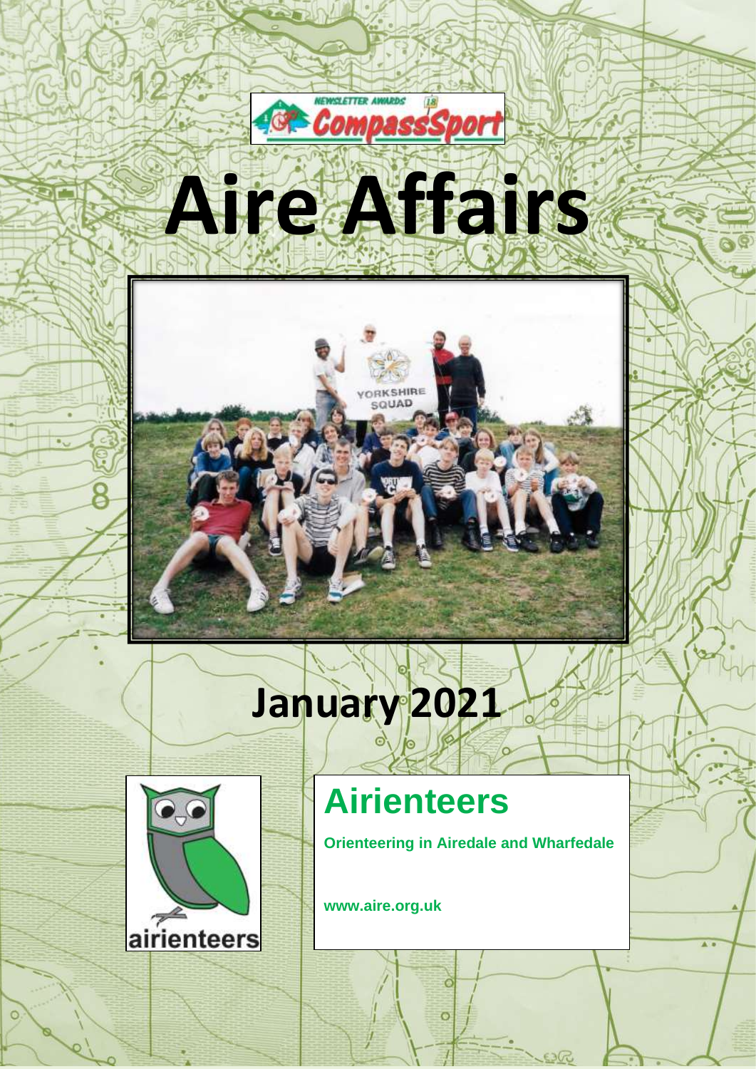# Aire Affairs

## January 2021

## Airienteers

**Orienteering in Airedale and Wharfedale**

**www.aire.org.uk**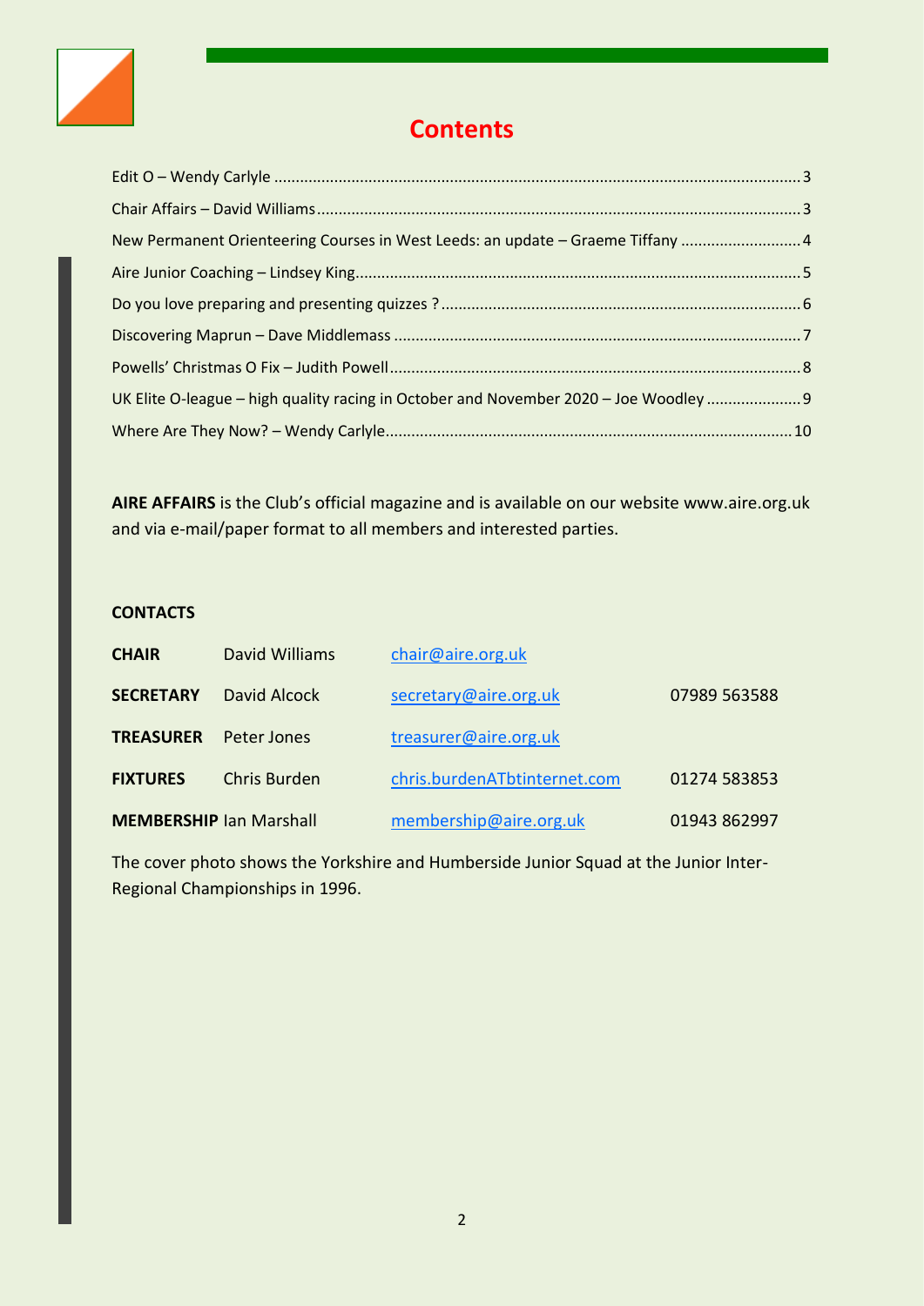# Contents

Edit O – Wendy Carlyle ..... 3

Chair Affairs – David Williams ..... 3

New Permanent Orienteering Courses in West Leeds: an update – Graeme Tiffany ..... 4

Aire Junior Coaching – Lindsey King ..... 5

Do you love preparing and presenting quizzes ? ..... 6

Discovering Maprun – Dave Middlemass ..... 7

Powells' Christmas O Fix – Judith Powell ..... 8

UK Elite O-league – high quality racing in October and November 2020 – Joe Woodley ..... 9

Where Are They Now? – Wendy Carlyle ..... 10

**AIRE AFFAIRS** is the Club's official magazine and is available on our website www.aire.org.uk and via e-mail/paper format to all members and interested parties.

**CONTACTS**

| | | | |
|---|---|---|---|
| **CHAIR** | David Williams | chair@aire.org.uk | |
| **SECRETARY** | David Alcock | secretary@aire.org.uk | 07989 563588 |
| **TREASURER** | Peter Jones | treasurer@aire.org.uk | |
| **FIXTURES** | Chris Burden | chris.burdenATbtinternet.com | 01274 583853 |
| **MEMBERSHIP** | Ian Marshall | membership@aire.org.uk | 01943 862997 |

The cover photo shows the Yorkshire and Humberside Junior Squad at the Junior Inter-Regional Championships in 1996.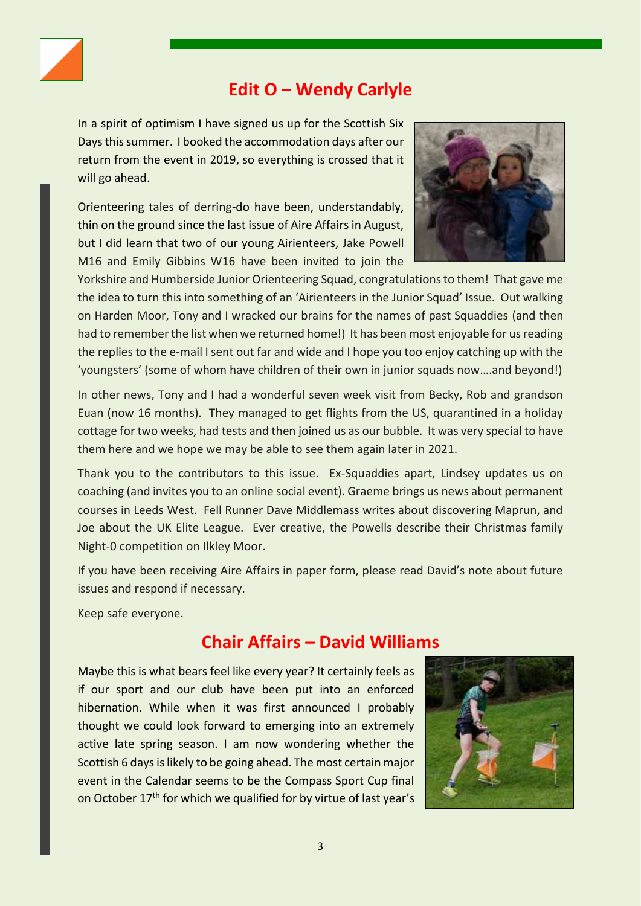## Edit O – Wendy Carlyle

In a spirit of optimism I have signed us up for the Scottish Six Days this summer. I booked the accommodation days after our return from the event in 2019, so everything is crossed that it will go ahead.

Orienteering tales of derring-do have been, understandably, thin on the ground since the last issue of Aire Affairs in August, but I did learn that two of our young Airienteers, Jake Powell M16 and Emily Gibbins W16 have been invited to join the Yorkshire and Humberside Junior Orienteering Squad, congratulations to them! That gave me the idea to turn this into something of an 'Airienteers in the Junior Squad' Issue. Out walking on Harden Moor, Tony and I wracked our brains for the names of past Squaddies (and then had to remember the list when we returned home!) It has been most enjoyable for us reading the replies to the e-mail I sent out far and wide and I hope you too enjoy catching up with the 'youngsters' (some of whom have children of their own in junior squads now….and beyond!)

In other news, Tony and I had a wonderful seven week visit from Becky, Rob and grandson Euan (now 16 months). They managed to get flights from the US, quarantined in a holiday cottage for two weeks, had tests and then joined us as our bubble. It was very special to have them here and we hope we may be able to see them again later in 2021.

Thank you to the contributors to this issue. Ex-Squaddies apart, Lindsey updates us on coaching (and invites you to an online social event). Graeme brings us news about permanent courses in Leeds West. Fell Runner Dave Middlemass writes about discovering Maprun, and Joe about the UK Elite League. Ever creative, the Powells describe their Christmas family Night-0 competition on Ilkley Moor.

If you have been receiving Aire Affairs in paper form, please read David's note about future issues and respond if necessary.

Keep safe everyone.

## Chair Affairs – David Williams

Maybe this is what bears feel like every year? It certainly feels as if our sport and our club have been put into an enforced hibernation. While when it was first announced I probably thought we could look forward to emerging into an extremely active late spring season. I am now wondering whether the Scottish 6 days is likely to be going ahead. The most certain major event in the Calendar seems to be the Compass Sport Cup final on October 17th for which we qualified for by virtue of last year's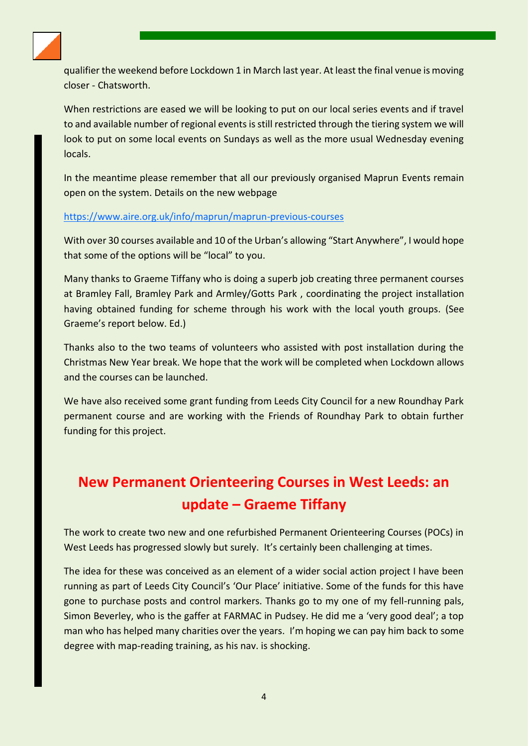qualifier the weekend before Lockdown 1 in March last year. At least the final venue is moving closer - Chatsworth.

When restrictions are eased we will be looking to put on our local series events and if travel to and available number of regional events is still restricted through the tiering system we will look to put on some local events on Sundays as well as the more usual Wednesday evening locals.

In the meantime please remember that all our previously organised Maprun Events remain open on the system. Details on the new webpage

https://www.aire.org.uk/info/maprun/maprun-previous-courses

With over 30 courses available and 10 of the Urban's allowing "Start Anywhere", I would hope that some of the options will be "local" to you.

Many thanks to Graeme Tiffany who is doing a superb job creating three permanent courses at Bramley Fall, Bramley Park and Armley/Gotts Park , coordinating the project installation having obtained funding for scheme through his work with the local youth groups. (See Graeme's report below. Ed.)

Thanks also to the two teams of volunteers who assisted with post installation during the Christmas New Year break. We hope that the work will be completed when Lockdown allows and the courses can be launched.

We have also received some grant funding from Leeds City Council for a new Roundhay Park permanent course and are working with the Friends of Roundhay Park to obtain further funding for this project.

## New Permanent Orienteering Courses in West Leeds: an update – Graeme Tiffany

The work to create two new and one refurbished Permanent Orienteering Courses (POCs) in West Leeds has progressed slowly but surely. It's certainly been challenging at times.

The idea for these was conceived as an element of a wider social action project I have been running as part of Leeds City Council's 'Our Place' initiative. Some of the funds for this have gone to purchase posts and control markers. Thanks go to my one of my fell-running pals, Simon Beverley, who is the gaffer at FARMAC in Pudsey. He did me a 'very good deal'; a top man who has helped many charities over the years. I'm hoping we can pay him back to some degree with map-reading training, as his nav. is shocking.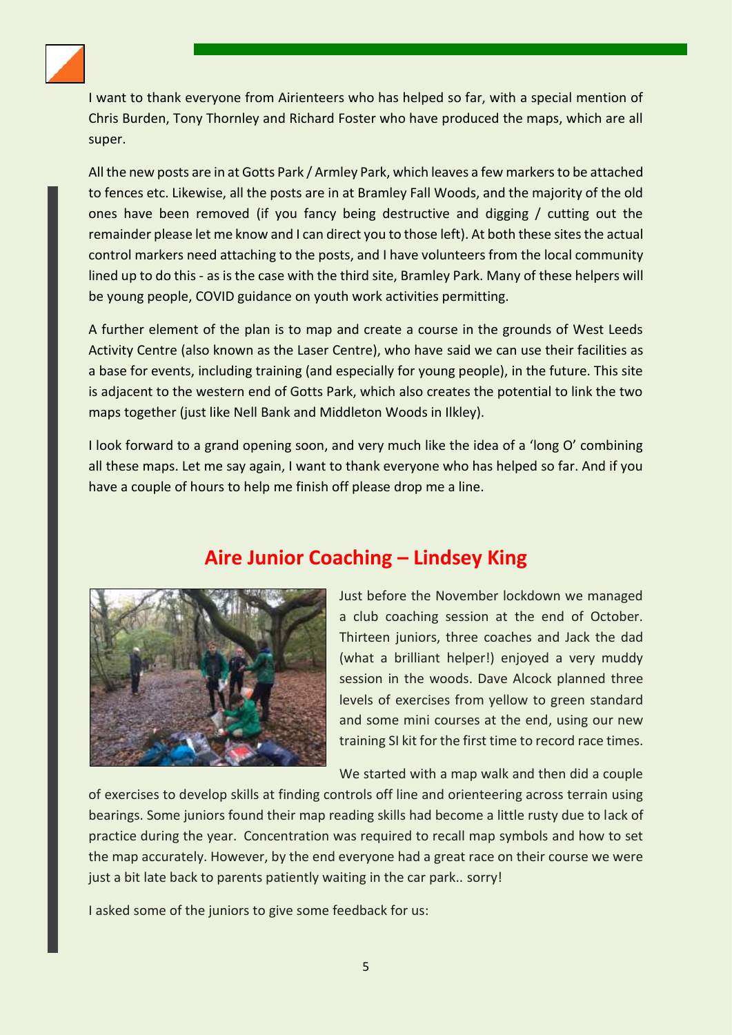I want to thank everyone from Airienteers who has helped so far, with a special mention of Chris Burden, Tony Thornley and Richard Foster who have produced the maps, which are all super.

All the new posts are in at Gotts Park / Armley Park, which leaves a few markers to be attached to fences etc. Likewise, all the posts are in at Bramley Fall Woods, and the majority of the old ones have been removed (if you fancy being destructive and digging / cutting out the remainder please let me know and I can direct you to those left). At both these sites the actual control markers need attaching to the posts, and I have volunteers from the local community lined up to do this - as is the case with the third site, Bramley Park. Many of these helpers will be young people, COVID guidance on youth work activities permitting.

A further element of the plan is to map and create a course in the grounds of West Leeds Activity Centre (also known as the Laser Centre), who have said we can use their facilities as a base for events, including training (and especially for young people), in the future. This site is adjacent to the western end of Gotts Park, which also creates the potential to link the two maps together (just like Nell Bank and Middleton Woods in Ilkley).

I look forward to a grand opening soon, and very much like the idea of a 'long O' combining all these maps. Let me say again, I want to thank everyone who has helped so far. And if you have a couple of hours to help me finish off please drop me a line.

## Aire Junior Coaching – Lindsey King

Just before the November lockdown we managed a club coaching session at the end of October. Thirteen juniors, three coaches and Jack the dad (what a brilliant helper!) enjoyed a very muddy session in the woods. Dave Alcock planned three levels of exercises from yellow to green standard and some mini courses at the end, using our new training SI kit for the first time to record race times.

We started with a map walk and then did a couple of exercises to develop skills at finding controls off line and orienteering across terrain using bearings. Some juniors found their map reading skills had become a little rusty due to lack of practice during the year. Concentration was required to recall map symbols and how to set the map accurately. However, by the end everyone had a great race on their course we were just a bit late back to parents patiently waiting in the car park.. sorry!

I asked some of the juniors to give some feedback for us: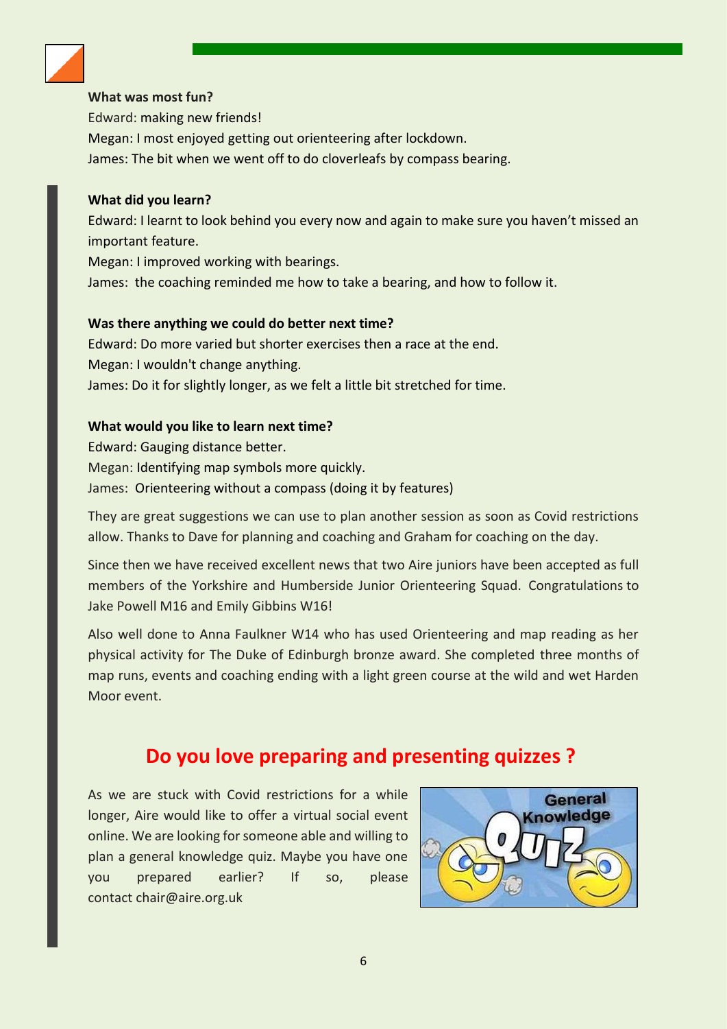**What was most fun?**

Edward: making new friends!

Megan: I most enjoyed getting out orienteering after lockdown.

James: The bit when we went off to do cloverleafs by compass bearing.

**What did you learn?**

Edward: I learnt to look behind you every now and again to make sure you haven't missed an important feature.

Megan: I improved working with bearings.

James: the coaching reminded me how to take a bearing, and how to follow it.

**Was there anything we could do better next time?**

Edward: Do more varied but shorter exercises then a race at the end.

Megan: I wouldn't change anything.

James: Do it for slightly longer, as we felt a little bit stretched for time.

**What would you like to learn next time?**

Edward: Gauging distance better.

Megan: Identifying map symbols more quickly.

James: Orienteering without a compass (doing it by features)

They are great suggestions we can use to plan another session as soon as Covid restrictions allow. Thanks to Dave for planning and coaching and Graham for coaching on the day.

Since then we have received excellent news that two Aire juniors have been accepted as full members of the Yorkshire and Humberside Junior Orienteering Squad. Congratulations to Jake Powell M16 and Emily Gibbins W16!

Also well done to Anna Faulkner W14 who has used Orienteering and map reading as her physical activity for The Duke of Edinburgh bronze award. She completed three months of map runs, events and coaching ending with a light green course at the wild and wet Harden Moor event.

## Do you love preparing and presenting quizzes ?

As we are stuck with Covid restrictions for a while longer, Aire would like to offer a virtual social event online. We are looking for someone able and willing to plan a general knowledge quiz. Maybe you have one you prepared earlier? If so, please contact chair@aire.org.uk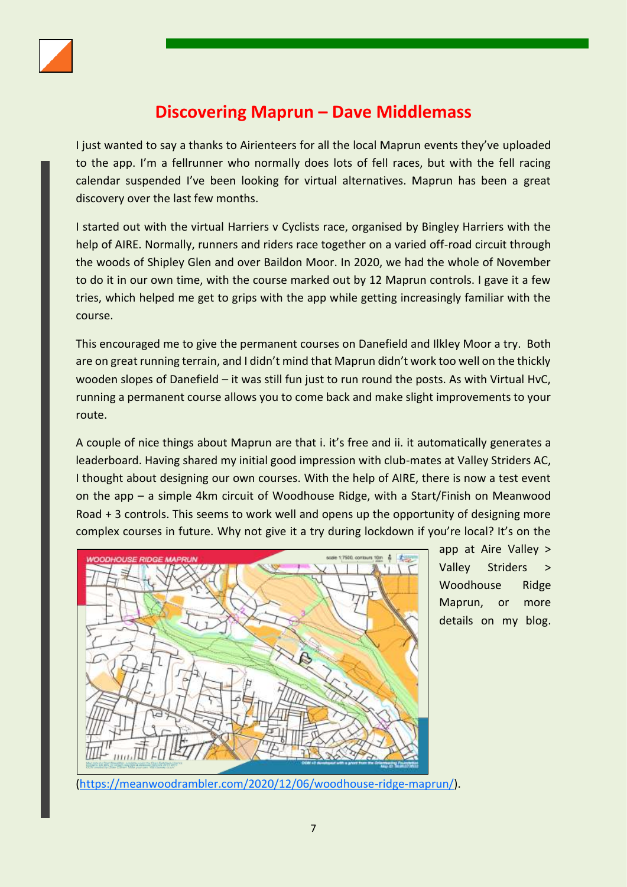# Discovering Maprun – Dave Middlemass

I just wanted to say a thanks to Airienteers for all the local Maprun events they've uploaded to the app. I'm a fellrunner who normally does lots of fell races, but with the fell racing calendar suspended I've been looking for virtual alternatives. Maprun has been a great discovery over the last few months.

I started out with the virtual Harriers v Cyclists race, organised by Bingley Harriers with the help of AIRE. Normally, runners and riders race together on a varied off-road circuit through the woods of Shipley Glen and over Baildon Moor. In 2020, we had the whole of November to do it in our own time, with the course marked out by 12 Maprun controls. I gave it a few tries, which helped me get to grips with the app while getting increasingly familiar with the course.

This encouraged me to give the permanent courses on Danefield and Ilkley Moor a try. Both are on great running terrain, and I didn't mind that Maprun didn't work too well on the thickly wooden slopes of Danefield – it was still fun just to run round the posts. As with Virtual HvC, running a permanent course allows you to come back and make slight improvements to your route.

A couple of nice things about Maprun are that i. it's free and ii. it automatically generates a leaderboard. Having shared my initial good impression with club-mates at Valley Striders AC, I thought about designing our own courses. With the help of AIRE, there is now a test event on the app – a simple 4km circuit of Woodhouse Ridge, with a Start/Finish on Meanwood Road + 3 controls. This seems to work well and opens up the opportunity of designing more complex courses in future. Why not give it a try during lockdown if you're local? It's on the app at Aire Valley > Valley Striders > Woodhouse Ridge Maprun, or more details on my blog. (https://meanwoodrambler.com/2020/12/06/woodhouse-ridge-maprun/).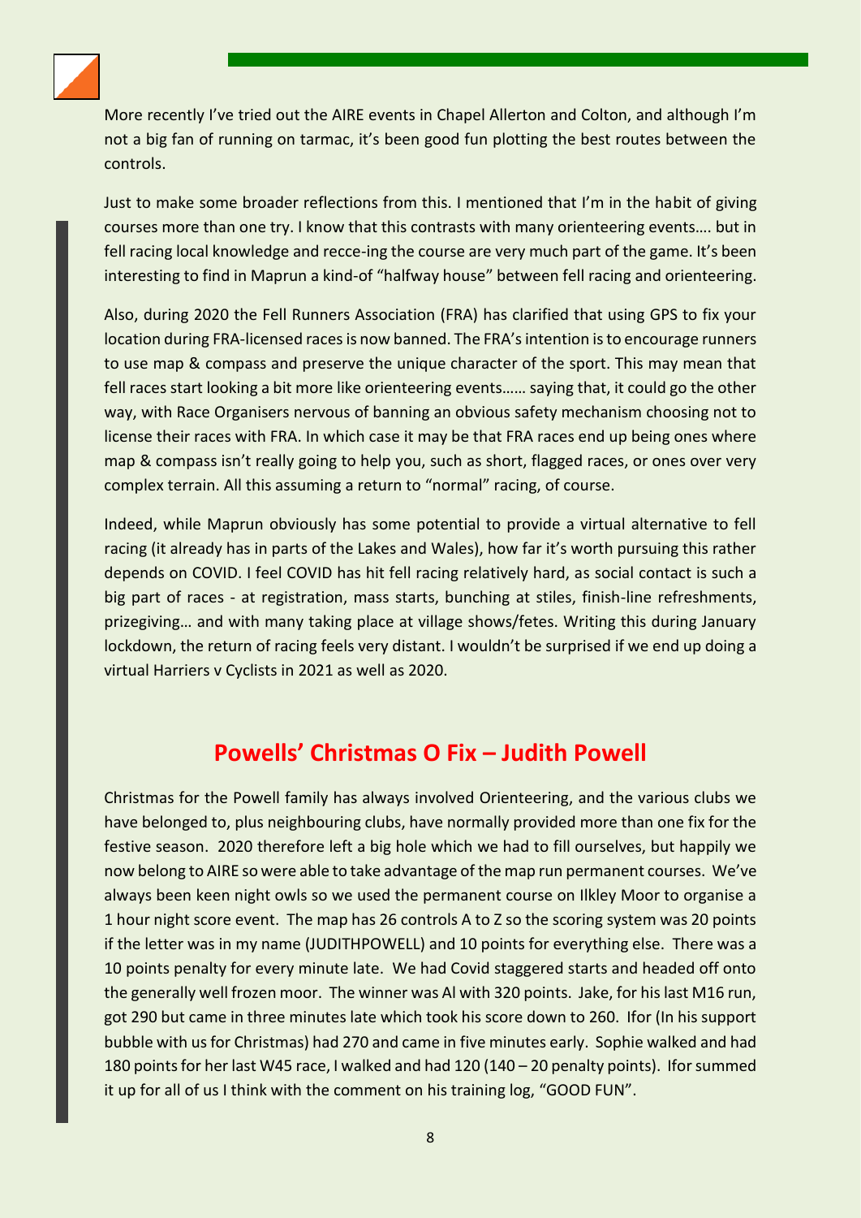More recently I've tried out the AIRE events in Chapel Allerton and Colton, and although I'm not a big fan of running on tarmac, it's been good fun plotting the best routes between the controls.

Just to make some broader reflections from this. I mentioned that I'm in the habit of giving courses more than one try. I know that this contrasts with many orienteering events…. but in fell racing local knowledge and recce-ing the course are very much part of the game. It's been interesting to find in Maprun a kind-of "halfway house" between fell racing and orienteering.

Also, during 2020 the Fell Runners Association (FRA) has clarified that using GPS to fix your location during FRA-licensed races is now banned. The FRA's intention is to encourage runners to use map & compass and preserve the unique character of the sport. This may mean that fell races start looking a bit more like orienteering events…… saying that, it could go the other way, with Race Organisers nervous of banning an obvious safety mechanism choosing not to license their races with FRA. In which case it may be that FRA races end up being ones where map & compass isn't really going to help you, such as short, flagged races, or ones over very complex terrain. All this assuming a return to "normal" racing, of course.

Indeed, while Maprun obviously has some potential to provide a virtual alternative to fell racing (it already has in parts of the Lakes and Wales), how far it's worth pursuing this rather depends on COVID. I feel COVID has hit fell racing relatively hard, as social contact is such a big part of races - at registration, mass starts, bunching at stiles, finish-line refreshments, prizegiving… and with many taking place at village shows/fetes. Writing this during January lockdown, the return of racing feels very distant. I wouldn't be surprised if we end up doing a virtual Harriers v Cyclists in 2021 as well as 2020.

## Powells' Christmas O Fix – Judith Powell

Christmas for the Powell family has always involved Orienteering, and the various clubs we have belonged to, plus neighbouring clubs, have normally provided more than one fix for the festive season. 2020 therefore left a big hole which we had to fill ourselves, but happily we now belong to AIRE so were able to take advantage of the map run permanent courses. We've always been keen night owls so we used the permanent course on Ilkley Moor to organise a 1 hour night score event. The map has 26 controls A to Z so the scoring system was 20 points if the letter was in my name (JUDITHPOWELL) and 10 points for everything else. There was a 10 points penalty for every minute late. We had Covid staggered starts and headed off onto the generally well frozen moor. The winner was Al with 320 points. Jake, for his last M16 run, got 290 but came in three minutes late which took his score down to 260. Ifor (In his support bubble with us for Christmas) had 270 and came in five minutes early. Sophie walked and had 180 points for her last W45 race, I walked and had 120 (140 – 20 penalty points). Ifor summed it up for all of us I think with the comment on his training log, "GOOD FUN".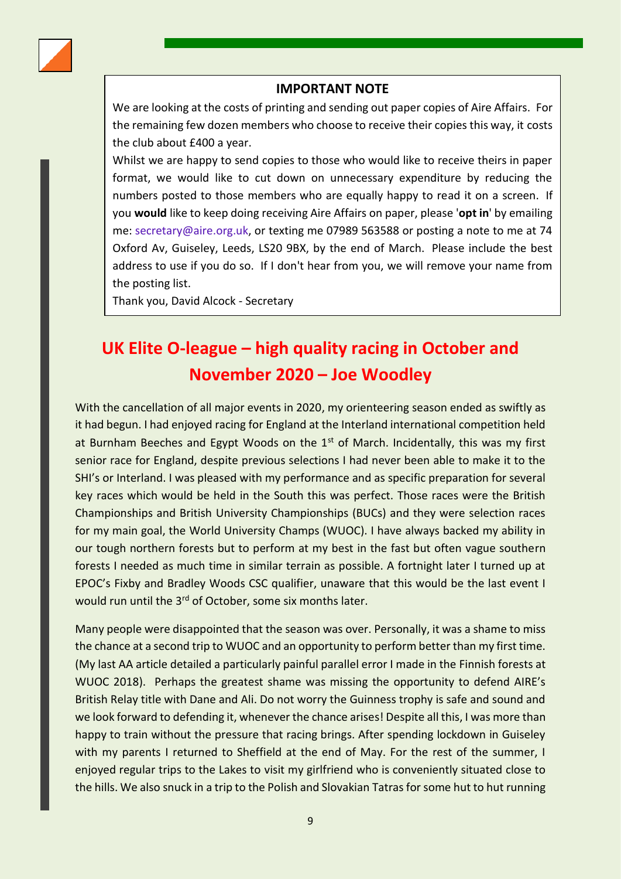**IMPORTANT NOTE**

We are looking at the costs of printing and sending out paper copies of Aire Affairs. For the remaining few dozen members who choose to receive their copies this way, it costs the club about £400 a year.

Whilst we are happy to send copies to those who would like to receive theirs in paper format, we would like to cut down on unnecessary expenditure by reducing the numbers posted to those members who are equally happy to read it on a screen. If you **would** like to keep doing receiving Aire Affairs on paper, please '**opt in**' by emailing me: secretary@aire.org.uk, or texting me 07989 563588 or posting a note to me at 74 Oxford Av, Guiseley, Leeds, LS20 9BX, by the end of March. Please include the best address to use if you do so. If I don't hear from you, we will remove your name from the posting list.

Thank you, David Alcock - Secretary

## UK Elite O-league – high quality racing in October and November 2020 – Joe Woodley

With the cancellation of all major events in 2020, my orienteering season ended as swiftly as it had begun. I had enjoyed racing for England at the Interland international competition held at Burnham Beeches and Egypt Woods on the 1st of March. Incidentally, this was my first senior race for England, despite previous selections I had never been able to make it to the SHI's or Interland. I was pleased with my performance and as specific preparation for several key races which would be held in the South this was perfect. Those races were the British Championships and British University Championships (BUCs) and they were selection races for my main goal, the World University Champs (WUOC). I have always backed my ability in our tough northern forests but to perform at my best in the fast but often vague southern forests I needed as much time in similar terrain as possible. A fortnight later I turned up at EPOC's Fixby and Bradley Woods CSC qualifier, unaware that this would be the last event I would run until the 3rd of October, some six months later.

Many people were disappointed that the season was over. Personally, it was a shame to miss the chance at a second trip to WUOC and an opportunity to perform better than my first time. (My last AA article detailed a particularly painful parallel error I made in the Finnish forests at WUOC 2018). Perhaps the greatest shame was missing the opportunity to defend AIRE's British Relay title with Dane and Ali. Do not worry the Guinness trophy is safe and sound and we look forward to defending it, whenever the chance arises! Despite all this, I was more than happy to train without the pressure that racing brings. After spending lockdown in Guiseley with my parents I returned to Sheffield at the end of May. For the rest of the summer, I enjoyed regular trips to the Lakes to visit my girlfriend who is conveniently situated close to the hills. We also snuck in a trip to the Polish and Slovakian Tatras for some hut to hut running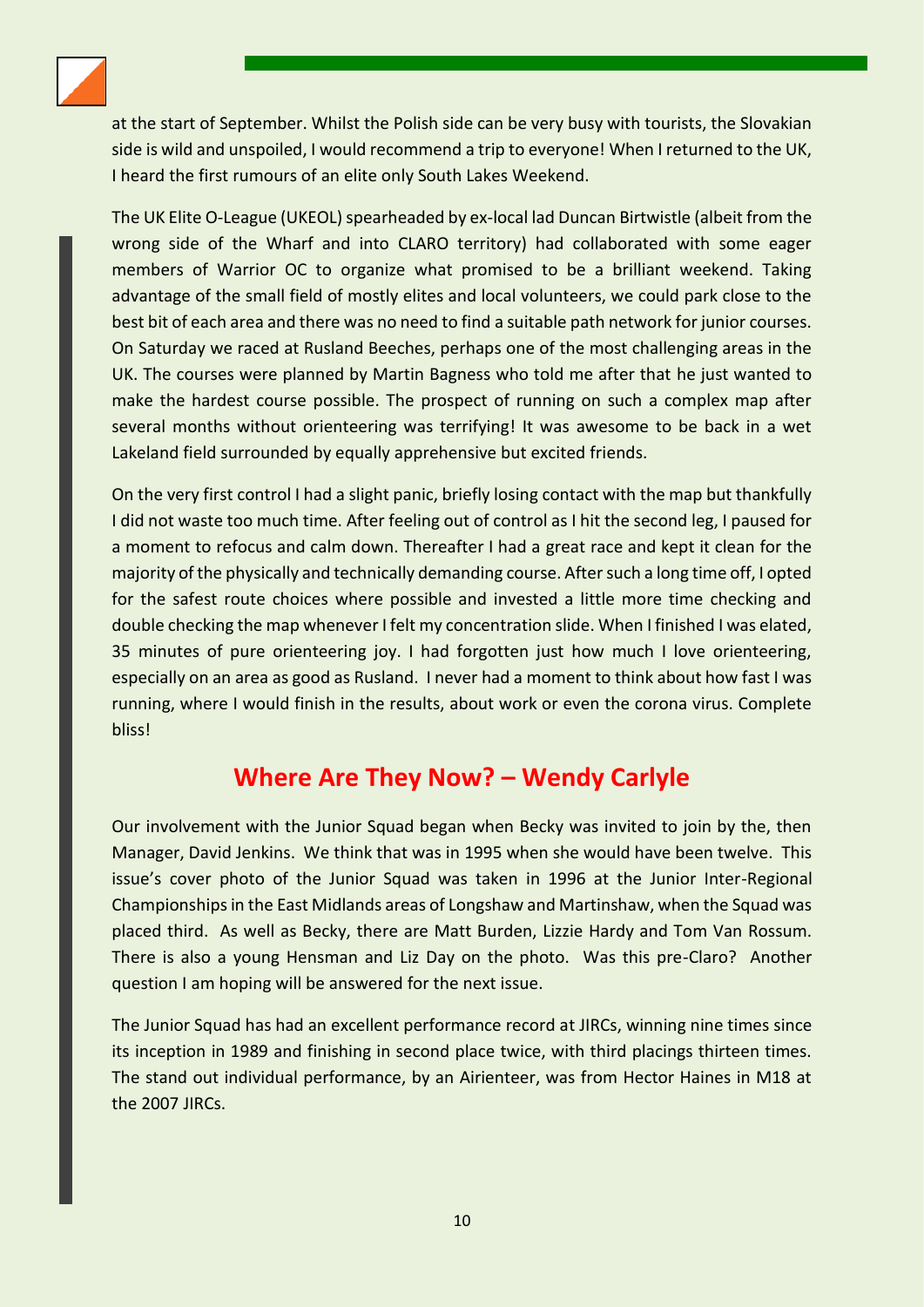at the start of September. Whilst the Polish side can be very busy with tourists, the Slovakian side is wild and unspoiled, I would recommend a trip to everyone! When I returned to the UK, I heard the first rumours of an elite only South Lakes Weekend.

The UK Elite O-League (UKEOL) spearheaded by ex-local lad Duncan Birtwistle (albeit from the wrong side of the Wharf and into CLARO territory) had collaborated with some eager members of Warrior OC to organize what promised to be a brilliant weekend. Taking advantage of the small field of mostly elites and local volunteers, we could park close to the best bit of each area and there was no need to find a suitable path network for junior courses. On Saturday we raced at Rusland Beeches, perhaps one of the most challenging areas in the UK. The courses were planned by Martin Bagness who told me after that he just wanted to make the hardest course possible. The prospect of running on such a complex map after several months without orienteering was terrifying! It was awesome to be back in a wet Lakeland field surrounded by equally apprehensive but excited friends.

On the very first control I had a slight panic, briefly losing contact with the map but thankfully I did not waste too much time. After feeling out of control as I hit the second leg, I paused for a moment to refocus and calm down. Thereafter I had a great race and kept it clean for the majority of the physically and technically demanding course. After such a long time off, I opted for the safest route choices where possible and invested a little more time checking and double checking the map whenever I felt my concentration slide. When I finished I was elated, 35 minutes of pure orienteering joy. I had forgotten just how much I love orienteering, especially on an area as good as Rusland. I never had a moment to think about how fast I was running, where I would finish in the results, about work or even the corona virus. Complete bliss!

## Where Are They Now? – Wendy Carlyle

Our involvement with the Junior Squad began when Becky was invited to join by the, then Manager, David Jenkins. We think that was in 1995 when she would have been twelve. This issue's cover photo of the Junior Squad was taken in 1996 at the Junior Inter-Regional Championships in the East Midlands areas of Longshaw and Martinshaw, when the Squad was placed third. As well as Becky, there are Matt Burden, Lizzie Hardy and Tom Van Rossum. There is also a young Hensman and Liz Day on the photo. Was this pre-Claro? Another question I am hoping will be answered for the next issue.

The Junior Squad has had an excellent performance record at JIRCs, winning nine times since its inception in 1989 and finishing in second place twice, with third placings thirteen times. The stand out individual performance, by an Airienteer, was from Hector Haines in M18 at the 2007 JIRCs.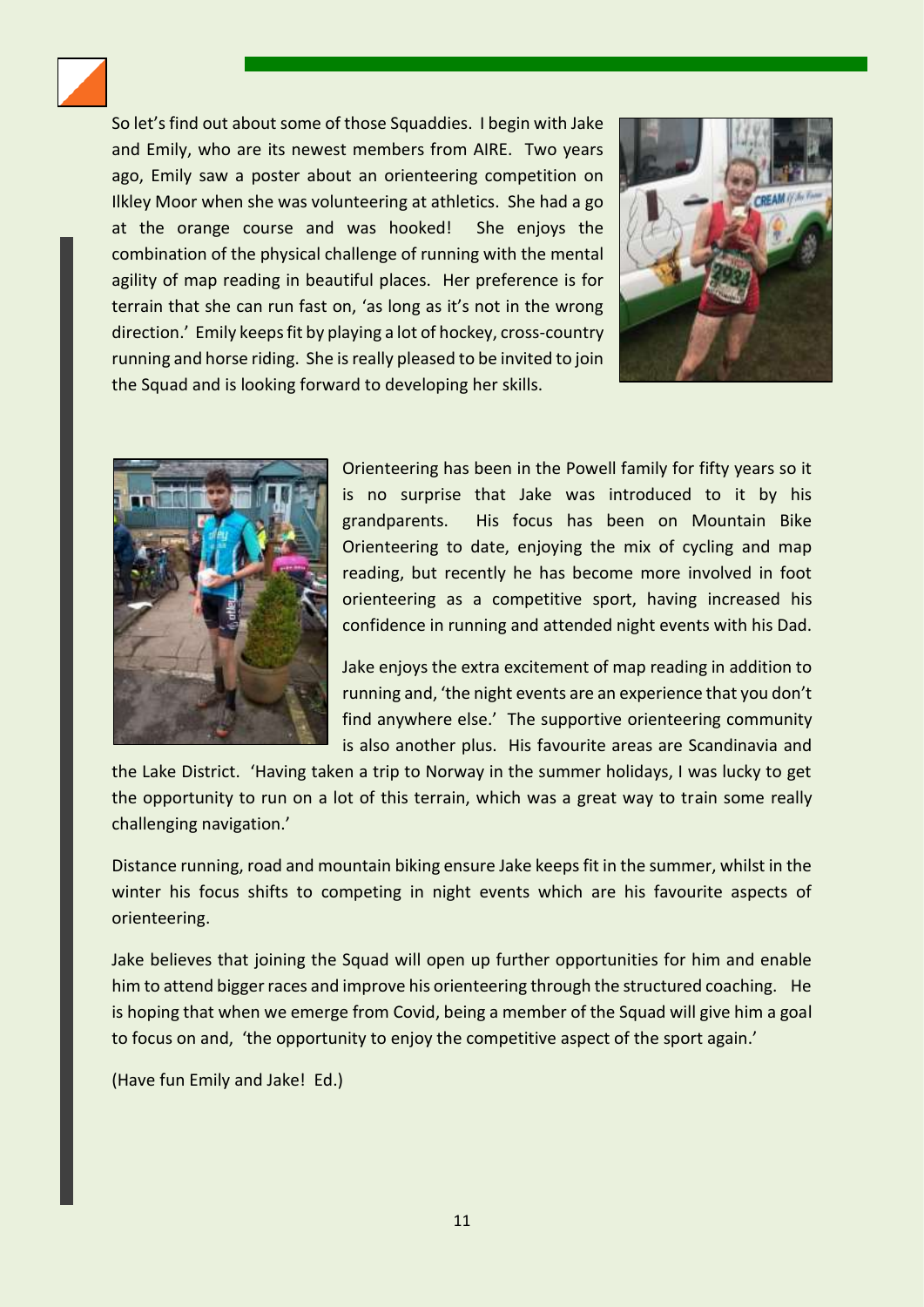So let's find out about some of those Squaddies. I begin with Jake and Emily, who are its newest members from AIRE. Two years ago, Emily saw a poster about an orienteering competition on Ilkley Moor when she was volunteering at athletics. She had a go at the orange course and was hooked! She enjoys the combination of the physical challenge of running with the mental agility of map reading in beautiful places. Her preference is for terrain that she can run fast on, 'as long as it's not in the wrong direction.' Emily keeps fit by playing a lot of hockey, cross-country running and horse riding. She is really pleased to be invited to join the Squad and is looking forward to developing her skills.

Orienteering has been in the Powell family for fifty years so it is no surprise that Jake was introduced to it by his grandparents. His focus has been on Mountain Bike Orienteering to date, enjoying the mix of cycling and map reading, but recently he has become more involved in foot orienteering as a competitive sport, having increased his confidence in running and attended night events with his Dad.

Jake enjoys the extra excitement of map reading in addition to running and, 'the night events are an experience that you don't find anywhere else.' The supportive orienteering community is also another plus. His favourite areas are Scandinavia and the Lake District. 'Having taken a trip to Norway in the summer holidays, I was lucky to get the opportunity to run on a lot of this terrain, which was a great way to train some really challenging navigation.'

Distance running, road and mountain biking ensure Jake keeps fit in the summer, whilst in the winter his focus shifts to competing in night events which are his favourite aspects of orienteering.

Jake believes that joining the Squad will open up further opportunities for him and enable him to attend bigger races and improve his orienteering through the structured coaching. He is hoping that when we emerge from Covid, being a member of the Squad will give him a goal to focus on and, 'the opportunity to enjoy the competitive aspect of the sport again.'

(Have fun Emily and Jake! Ed.)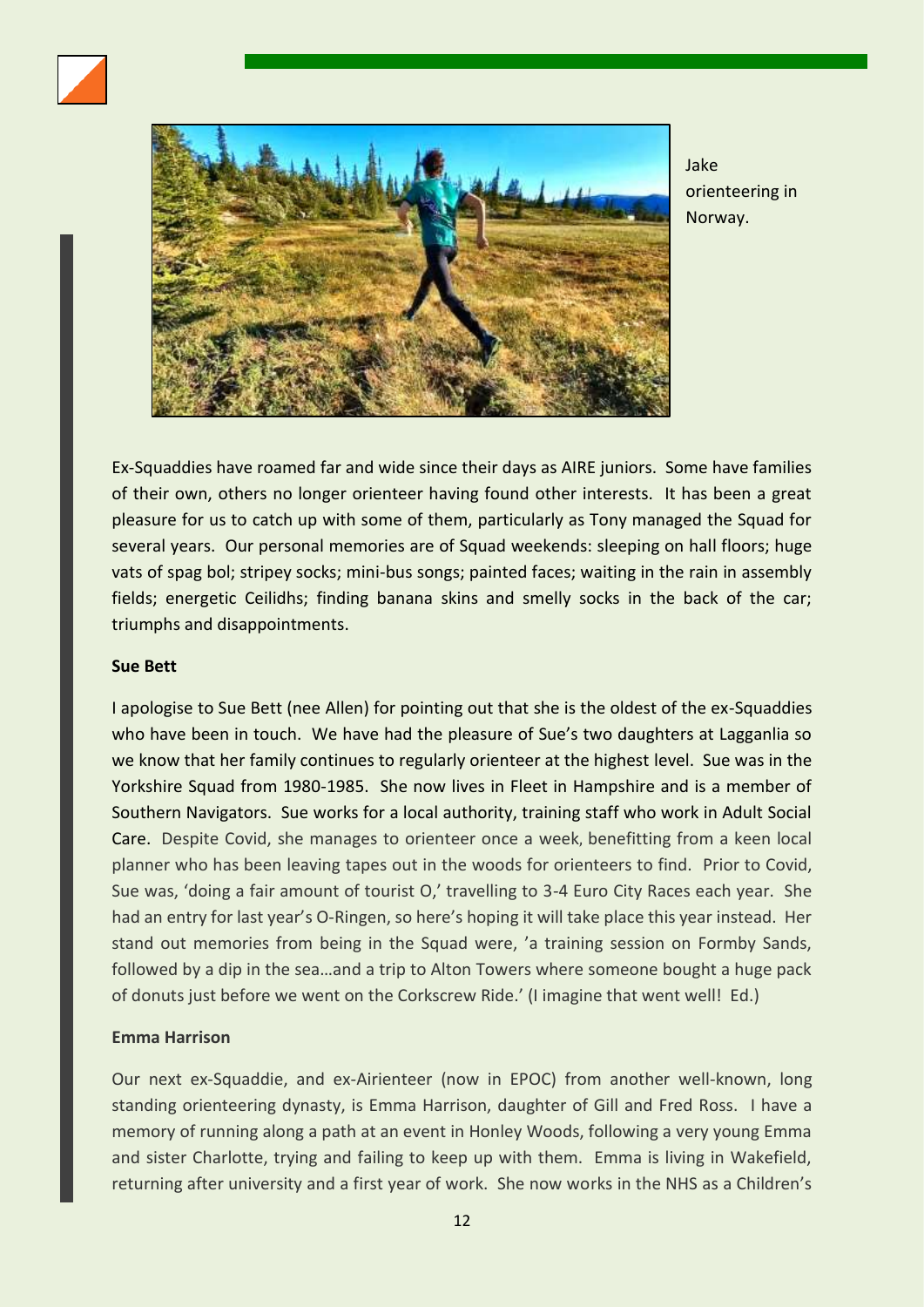Jake orienteering in Norway.

Ex-Squaddies have roamed far and wide since their days as AIRE juniors. Some have families of their own, others no longer orienteer having found other interests. It has been a great pleasure for us to catch up with some of them, particularly as Tony managed the Squad for several years. Our personal memories are of Squad weekends: sleeping on hall floors; huge vats of spag bol; stripey socks; mini-bus songs; painted faces; waiting in the rain in assembly fields; energetic Ceilidhs; finding banana skins and smelly socks in the back of the car; triumphs and disappointments.

**Sue Bett**

I apologise to Sue Bett (nee Allen) for pointing out that she is the oldest of the ex-Squaddies who have been in touch. We have had the pleasure of Sue's two daughters at Lagganlia so we know that her family continues to regularly orienteer at the highest level. Sue was in the Yorkshire Squad from 1980-1985. She now lives in Fleet in Hampshire and is a member of Southern Navigators. Sue works for a local authority, training staff who work in Adult Social Care. Despite Covid, she manages to orienteer once a week, benefitting from a keen local planner who has been leaving tapes out in the woods for orienteers to find. Prior to Covid, Sue was, 'doing a fair amount of tourist O,' travelling to 3-4 Euro City Races each year. She had an entry for last year's O-Ringen, so here's hoping it will take place this year instead. Her stand out memories from being in the Squad were, 'a training session on Formby Sands, followed by a dip in the sea…and a trip to Alton Towers where someone bought a huge pack of donuts just before we went on the Corkscrew Ride.' (I imagine that went well! Ed.)

**Emma Harrison**

Our next ex-Squaddie, and ex-Airienteer (now in EPOC) from another well-known, long standing orienteering dynasty, is Emma Harrison, daughter of Gill and Fred Ross. I have a memory of running along a path at an event in Honley Woods, following a very young Emma and sister Charlotte, trying and failing to keep up with them. Emma is living in Wakefield, returning after university and a first year of work. She now works in the NHS as a Children's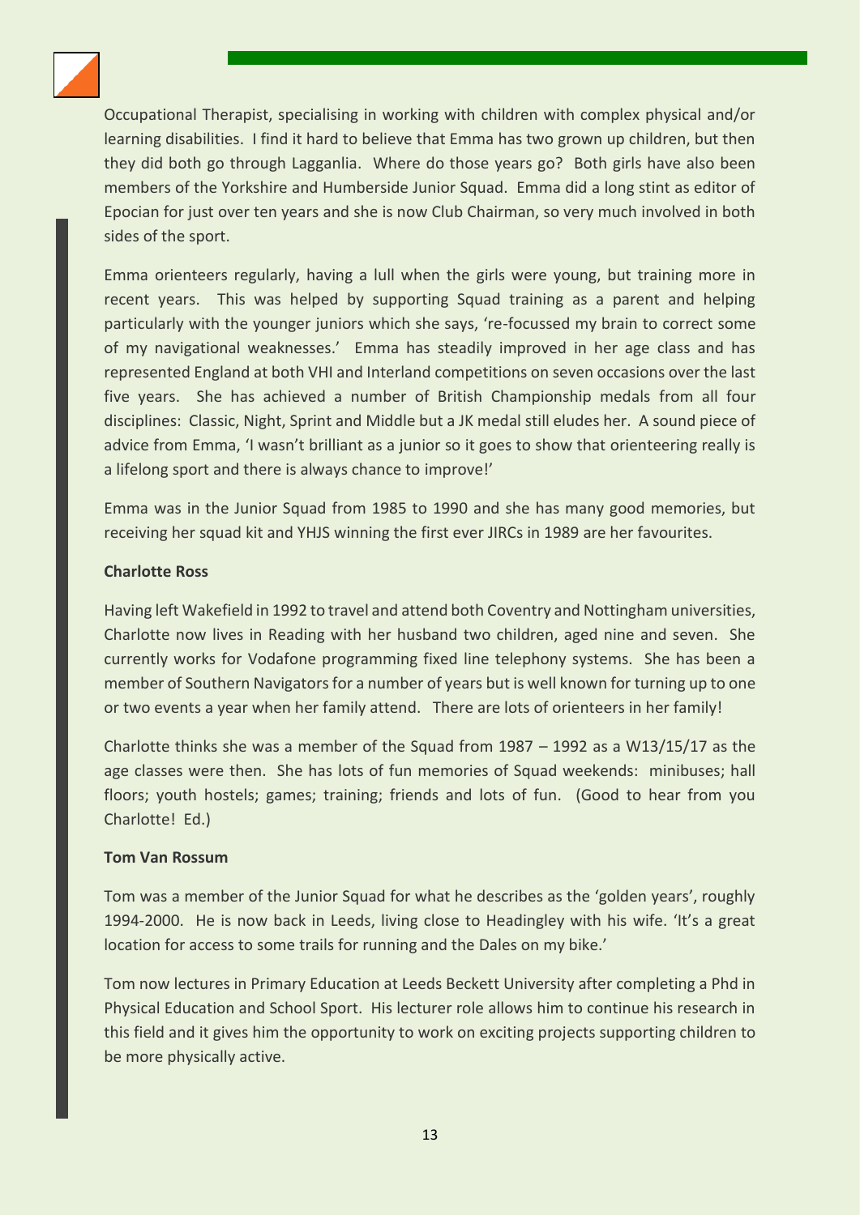Occupational Therapist, specialising in working with children with complex physical and/or learning disabilities. I find it hard to believe that Emma has two grown up children, but then they did both go through Lagganlia. Where do those years go? Both girls have also been members of the Yorkshire and Humberside Junior Squad. Emma did a long stint as editor of Epocian for just over ten years and she is now Club Chairman, so very much involved in both sides of the sport.

Emma orienteers regularly, having a lull when the girls were young, but training more in recent years. This was helped by supporting Squad training as a parent and helping particularly with the younger juniors which she says, 're-focussed my brain to correct some of my navigational weaknesses.' Emma has steadily improved in her age class and has represented England at both VHI and Interland competitions on seven occasions over the last five years. She has achieved a number of British Championship medals from all four disciplines: Classic, Night, Sprint and Middle but a JK medal still eludes her. A sound piece of advice from Emma, 'I wasn't brilliant as a junior so it goes to show that orienteering really is a lifelong sport and there is always chance to improve!'

Emma was in the Junior Squad from 1985 to 1990 and she has many good memories, but receiving her squad kit and YHJS winning the first ever JIRCs in 1989 are her favourites.

**Charlotte Ross**

Having left Wakefield in 1992 to travel and attend both Coventry and Nottingham universities, Charlotte now lives in Reading with her husband two children, aged nine and seven. She currently works for Vodafone programming fixed line telephony systems. She has been a member of Southern Navigators for a number of years but is well known for turning up to one or two events a year when her family attend. There are lots of orienteers in her family!

Charlotte thinks she was a member of the Squad from 1987 – 1992 as a W13/15/17 as the age classes were then. She has lots of fun memories of Squad weekends: minibuses; hall floors; youth hostels; games; training; friends and lots of fun. (Good to hear from you Charlotte! Ed.)

**Tom Van Rossum**

Tom was a member of the Junior Squad for what he describes as the 'golden years', roughly 1994-2000. He is now back in Leeds, living close to Headingley with his wife. 'It's a great location for access to some trails for running and the Dales on my bike.'

Tom now lectures in Primary Education at Leeds Beckett University after completing a Phd in Physical Education and School Sport. His lecturer role allows him to continue his research in this field and it gives him the opportunity to work on exciting projects supporting children to be more physically active.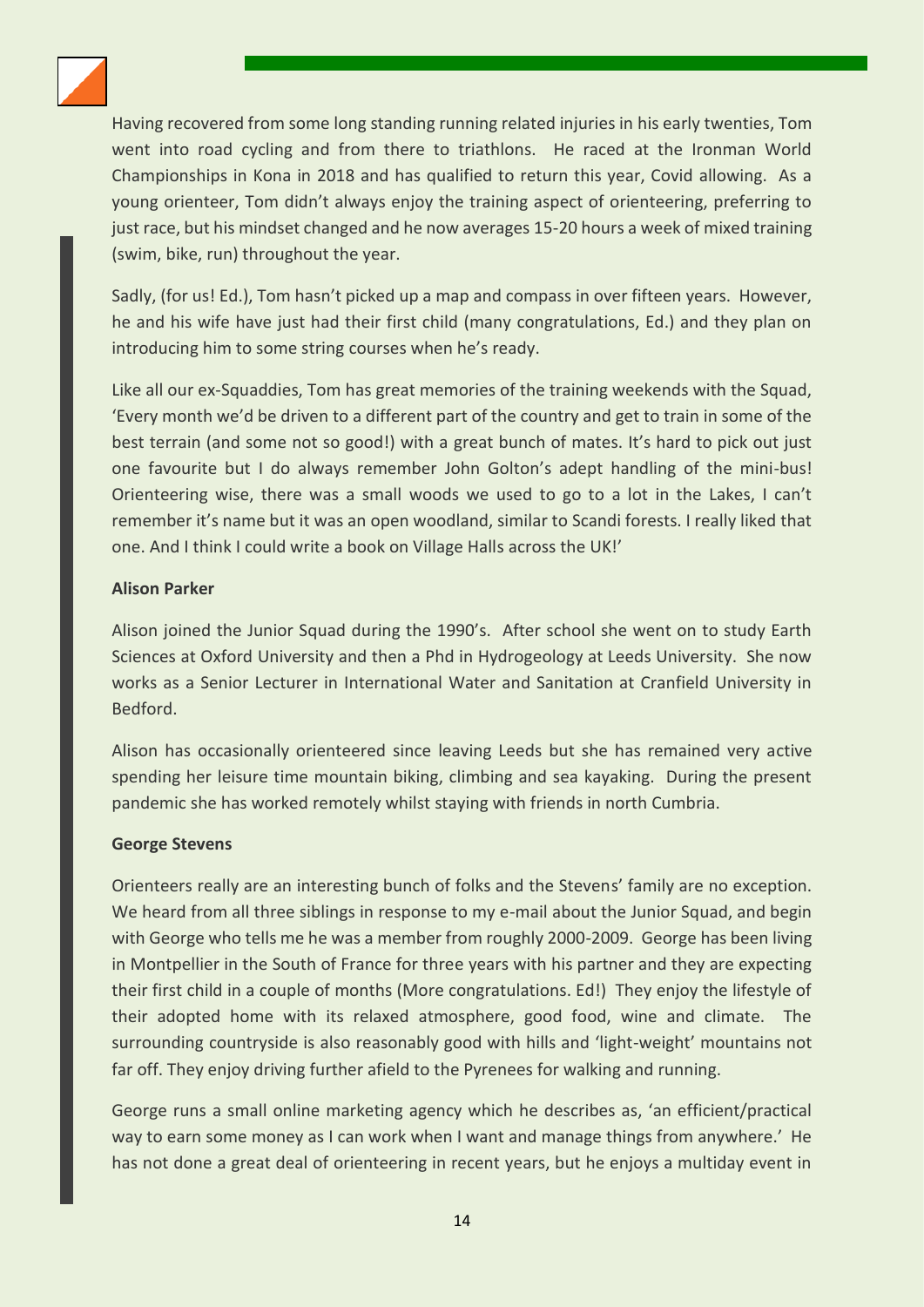Having recovered from some long standing running related injuries in his early twenties, Tom went into road cycling and from there to triathlons. He raced at the Ironman World Championships in Kona in 2018 and has qualified to return this year, Covid allowing. As a young orienteer, Tom didn't always enjoy the training aspect of orienteering, preferring to just race, but his mindset changed and he now averages 15-20 hours a week of mixed training (swim, bike, run) throughout the year.

Sadly, (for us! Ed.), Tom hasn't picked up a map and compass in over fifteen years. However, he and his wife have just had their first child (many congratulations, Ed.) and they plan on introducing him to some string courses when he's ready.

Like all our ex-Squaddies, Tom has great memories of the training weekends with the Squad, 'Every month we'd be driven to a different part of the country and get to train in some of the best terrain (and some not so good!) with a great bunch of mates. It's hard to pick out just one favourite but I do always remember John Golton's adept handling of the mini-bus! Orienteering wise, there was a small woods we used to go to a lot in the Lakes, I can't remember it's name but it was an open woodland, similar to Scandi forests. I really liked that one. And I think I could write a book on Village Halls across the UK!'

**Alison Parker**

Alison joined the Junior Squad during the 1990's. After school she went on to study Earth Sciences at Oxford University and then a Phd in Hydrogeology at Leeds University. She now works as a Senior Lecturer in International Water and Sanitation at Cranfield University in Bedford.

Alison has occasionally orienteered since leaving Leeds but she has remained very active spending her leisure time mountain biking, climbing and sea kayaking. During the present pandemic she has worked remotely whilst staying with friends in north Cumbria.

**George Stevens**

Orienteers really are an interesting bunch of folks and the Stevens' family are no exception. We heard from all three siblings in response to my e-mail about the Junior Squad, and begin with George who tells me he was a member from roughly 2000-2009. George has been living in Montpellier in the South of France for three years with his partner and they are expecting their first child in a couple of months (More congratulations. Ed!) They enjoy the lifestyle of their adopted home with its relaxed atmosphere, good food, wine and climate. The surrounding countryside is also reasonably good with hills and 'light-weight' mountains not far off. They enjoy driving further afield to the Pyrenees for walking and running.

George runs a small online marketing agency which he describes as, 'an efficient/practical way to earn some money as I can work when I want and manage things from anywhere.' He has not done a great deal of orienteering in recent years, but he enjoys a multiday event in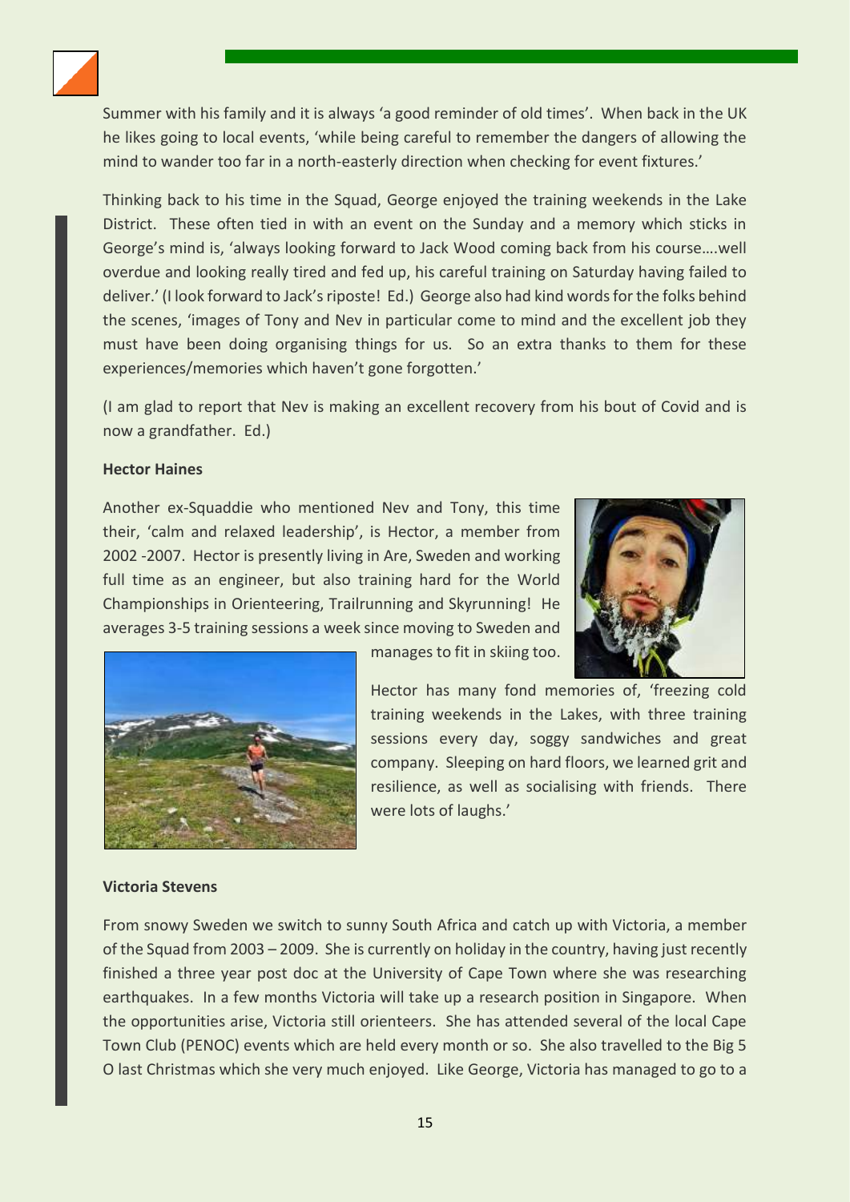Summer with his family and it is always 'a good reminder of old times'. When back in the UK he likes going to local events, 'while being careful to remember the dangers of allowing the mind to wander too far in a north-easterly direction when checking for event fixtures.'

Thinking back to his time in the Squad, George enjoyed the training weekends in the Lake District. These often tied in with an event on the Sunday and a memory which sticks in George's mind is, 'always looking forward to Jack Wood coming back from his course….well overdue and looking really tired and fed up, his careful training on Saturday having failed to deliver.' (I look forward to Jack's riposte! Ed.) George also had kind words for the folks behind the scenes, 'images of Tony and Nev in particular come to mind and the excellent job they must have been doing organising things for us. So an extra thanks to them for these experiences/memories which haven't gone forgotten.'

(I am glad to report that Nev is making an excellent recovery from his bout of Covid and is now a grandfather. Ed.)

**Hector Haines**

Another ex-Squaddie who mentioned Nev and Tony, this time their, 'calm and relaxed leadership', is Hector, a member from 2002 -2007. Hector is presently living in Are, Sweden and working full time as an engineer, but also training hard for the World Championships in Orienteering, Trailrunning and Skyrunning! He averages 3-5 training sessions a week since moving to Sweden and manages to fit in skiing too.

Hector has many fond memories of, 'freezing cold training weekends in the Lakes, with three training sessions every day, soggy sandwiches and great company. Sleeping on hard floors, we learned grit and resilience, as well as socialising with friends. There were lots of laughs.'

**Victoria Stevens**

From snowy Sweden we switch to sunny South Africa and catch up with Victoria, a member of the Squad from 2003 – 2009. She is currently on holiday in the country, having just recently finished a three year post doc at the University of Cape Town where she was researching earthquakes. In a few months Victoria will take up a research position in Singapore. When the opportunities arise, Victoria still orienteers. She has attended several of the local Cape Town Club (PENOC) events which are held every month or so. She also travelled to the Big 5 O last Christmas which she very much enjoyed. Like George, Victoria has managed to go to a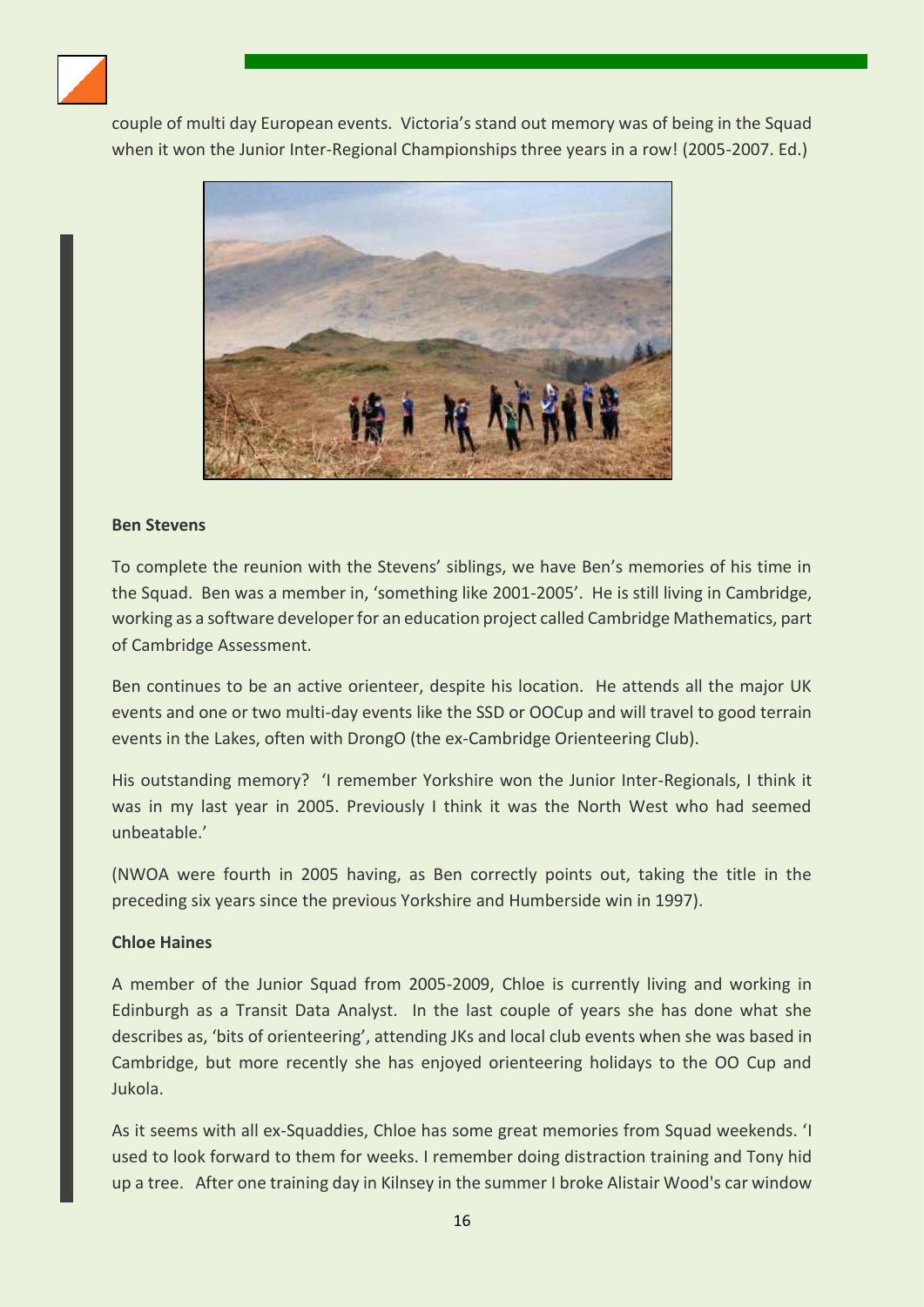couple of multi day European events. Victoria's stand out memory was of being in the Squad when it won the Junior Inter-Regional Championships three years in a row! (2005-2007. Ed.)

**Ben Stevens**

To complete the reunion with the Stevens' siblings, we have Ben's memories of his time in the Squad. Ben was a member in, 'something like 2001-2005'. He is still living in Cambridge, working as a software developer for an education project called Cambridge Mathematics, part of Cambridge Assessment.

Ben continues to be an active orienteer, despite his location. He attends all the major UK events and one or two multi-day events like the SSD or OOCup and will travel to good terrain events in the Lakes, often with DrongO (the ex-Cambridge Orienteering Club).

His outstanding memory? 'I remember Yorkshire won the Junior Inter-Regionals, I think it was in my last year in 2005. Previously I think it was the North West who had seemed unbeatable.'

(NWOA were fourth in 2005 having, as Ben correctly points out, taking the title in the preceding six years since the previous Yorkshire and Humberside win in 1997).

**Chloe Haines**

A member of the Junior Squad from 2005-2009, Chloe is currently living and working in Edinburgh as a Transit Data Analyst. In the last couple of years she has done what she describes as, 'bits of orienteering', attending JKs and local club events when she was based in Cambridge, but more recently she has enjoyed orienteering holidays to the OO Cup and Jukola.

As it seems with all ex-Squaddies, Chloe has some great memories from Squad weekends. 'I used to look forward to them for weeks. I remember doing distraction training and Tony hid up a tree. After one training day in Kilnsey in the summer I broke Alistair Wood's car window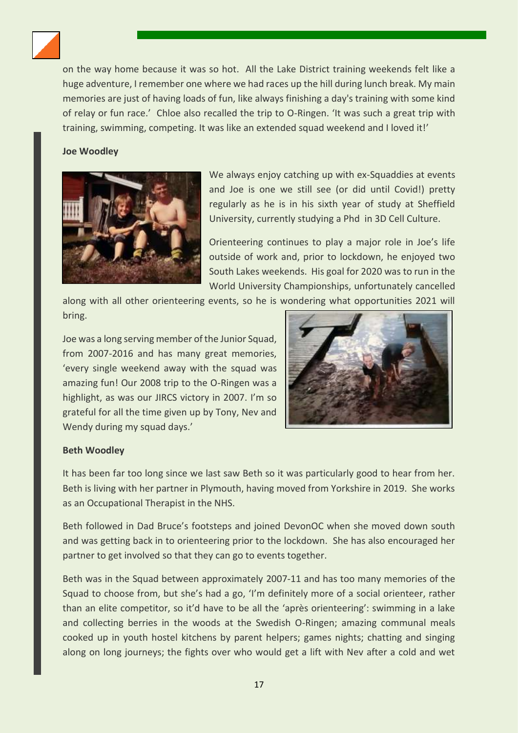on the way home because it was so hot. All the Lake District training weekends felt like a huge adventure, I remember one where we had races up the hill during lunch break. My main memories are just of having loads of fun, like always finishing a day's training with some kind of relay or fun race.' Chloe also recalled the trip to O-Ringen. 'It was such a great trip with training, swimming, competing. It was like an extended squad weekend and I loved it!'

**Joe Woodley**

We always enjoy catching up with ex-Squaddies at events and Joe is one we still see (or did until Covid!) pretty regularly as he is in his sixth year of study at Sheffield University, currently studying a Phd in 3D Cell Culture.

Orienteering continues to play a major role in Joe's life outside of work and, prior to lockdown, he enjoyed two South Lakes weekends. His goal for 2020 was to run in the World University Championships, unfortunately cancelled along with all other orienteering events, so he is wondering what opportunities 2021 will bring.

Joe was a long serving member of the Junior Squad, from 2007-2016 and has many great memories, 'every single weekend away with the squad was amazing fun! Our 2008 trip to the O-Ringen was a highlight, as was our JIRCS victory in 2007. I'm so grateful for all the time given up by Tony, Nev and Wendy during my squad days.'

**Beth Woodley**

It has been far too long since we last saw Beth so it was particularly good to hear from her. Beth is living with her partner in Plymouth, having moved from Yorkshire in 2019. She works as an Occupational Therapist in the NHS.

Beth followed in Dad Bruce's footsteps and joined DevonOC when she moved down south and was getting back in to orienteering prior to the lockdown. She has also encouraged her partner to get involved so that they can go to events together.

Beth was in the Squad between approximately 2007-11 and has too many memories of the Squad to choose from, but she's had a go, 'I'm definitely more of a social orienteer, rather than an elite competitor, so it'd have to be all the 'après orienteering': swimming in a lake and collecting berries in the woods at the Swedish O-Ringen; amazing communal meals cooked up in youth hostel kitchens by parent helpers; games nights; chatting and singing along on long journeys; the fights over who would get a lift with Nev after a cold and wet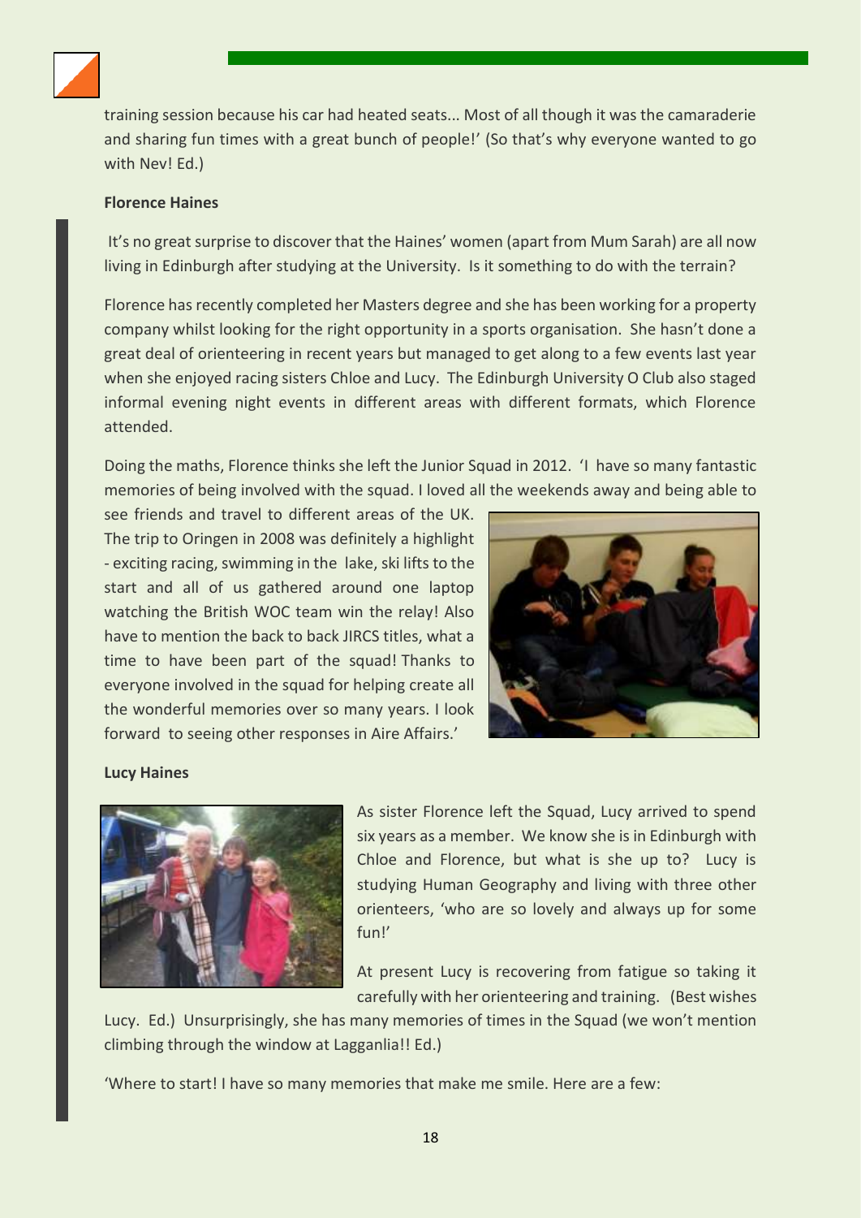training session because his car had heated seats... Most of all though it was the camaraderie and sharing fun times with a great bunch of people!' (So that's why everyone wanted to go with Nev! Ed.)

**Florence Haines**

It's no great surprise to discover that the Haines' women (apart from Mum Sarah) are all now living in Edinburgh after studying at the University. Is it something to do with the terrain?

Florence has recently completed her Masters degree and she has been working for a property company whilst looking for the right opportunity in a sports organisation. She hasn't done a great deal of orienteering in recent years but managed to get along to a few events last year when she enjoyed racing sisters Chloe and Lucy. The Edinburgh University O Club also staged informal evening night events in different areas with different formats, which Florence attended.

Doing the maths, Florence thinks she left the Junior Squad in 2012. 'I have so many fantastic memories of being involved with the squad. I loved all the weekends away and being able to see friends and travel to different areas of the UK. The trip to Oringen in 2008 was definitely a highlight - exciting racing, swimming in the lake, ski lifts to the start and all of us gathered around one laptop watching the British WOC team win the relay! Also have to mention the back to back JIRCS titles, what a time to have been part of the squad! Thanks to everyone involved in the squad for helping create all the wonderful memories over so many years. I look forward to seeing other responses in Aire Affairs.'

**Lucy Haines**

As sister Florence left the Squad, Lucy arrived to spend six years as a member. We know she is in Edinburgh with Chloe and Florence, but what is she up to? Lucy is studying Human Geography and living with three other orienteers, 'who are so lovely and always up for some fun!'

At present Lucy is recovering from fatigue so taking it carefully with her orienteering and training. (Best wishes Lucy. Ed.) Unsurprisingly, she has many memories of times in the Squad (we won't mention climbing through the window at Lagganlia!! Ed.)

'Where to start! I have so many memories that make me smile. Here are a few: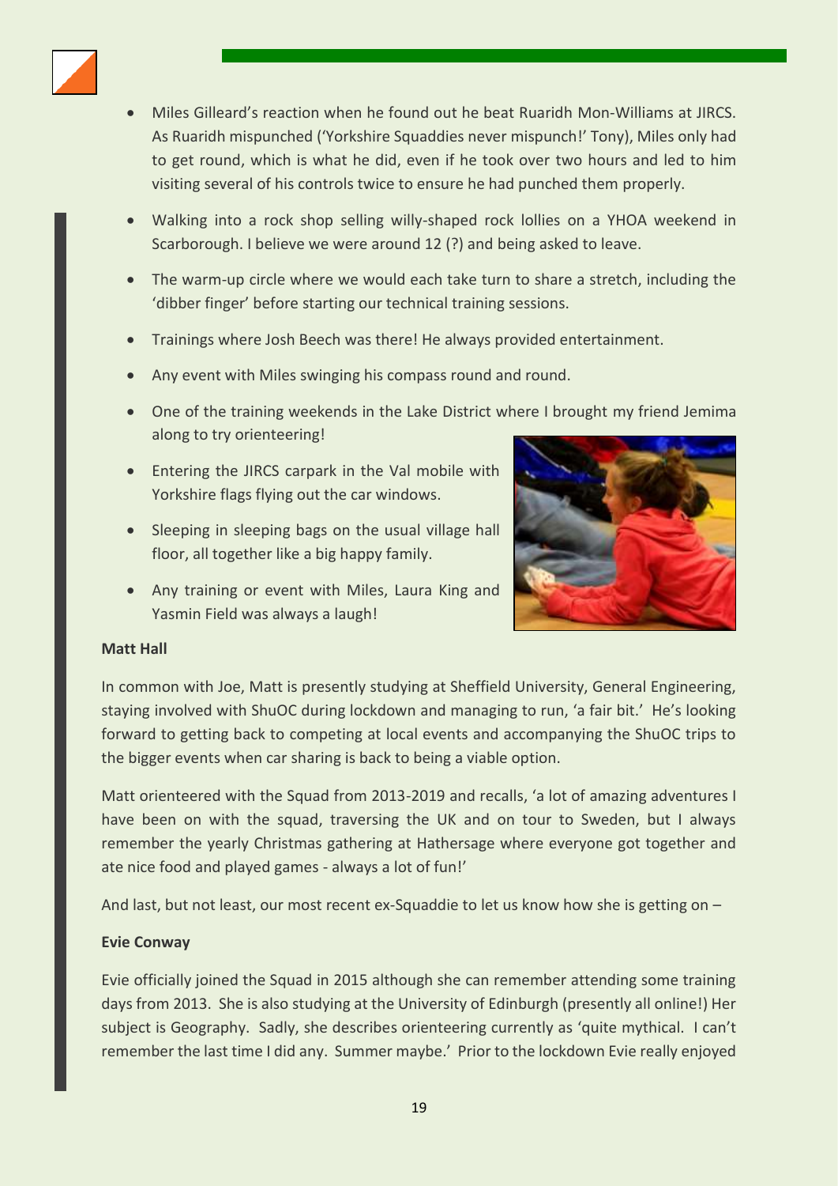- Miles Gilleard's reaction when he found out he beat Ruaridh Mon-Williams at JIRCS. As Ruaridh mispunched ('Yorkshire Squaddies never mispunch!' Tony), Miles only had to get round, which is what he did, even if he took over two hours and led to him visiting several of his controls twice to ensure he had punched them properly.
- Walking into a rock shop selling willy-shaped rock lollies on a YHOA weekend in Scarborough. I believe we were around 12 (?) and being asked to leave.
- The warm-up circle where we would each take turn to share a stretch, including the 'dibber finger' before starting our technical training sessions.
- Trainings where Josh Beech was there! He always provided entertainment.
- Any event with Miles swinging his compass round and round.
- One of the training weekends in the Lake District where I brought my friend Jemima along to try orienteering!
- Entering the JIRCS carpark in the Val mobile with Yorkshire flags flying out the car windows.
- Sleeping in sleeping bags on the usual village hall floor, all together like a big happy family.
- Any training or event with Miles, Laura King and Yasmin Field was always a laugh!

**Matt Hall**

In common with Joe, Matt is presently studying at Sheffield University, General Engineering, staying involved with ShuOC during lockdown and managing to run, 'a fair bit.' He's looking forward to getting back to competing at local events and accompanying the ShuOC trips to the bigger events when car sharing is back to being a viable option.

Matt orienteered with the Squad from 2013-2019 and recalls, 'a lot of amazing adventures I have been on with the squad, traversing the UK and on tour to Sweden, but I always remember the yearly Christmas gathering at Hathersage where everyone got together and ate nice food and played games - always a lot of fun!'

And last, but not least, our most recent ex-Squaddie to let us know how she is getting on –

**Evie Conway**

Evie officially joined the Squad in 2015 although she can remember attending some training days from 2013. She is also studying at the University of Edinburgh (presently all online!) Her subject is Geography. Sadly, she describes orienteering currently as 'quite mythical. I can't remember the last time I did any. Summer maybe.' Prior to the lockdown Evie really enjoyed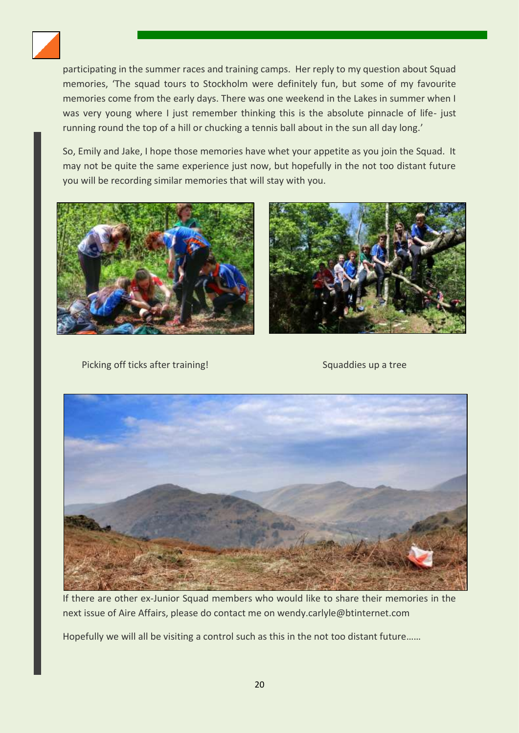participating in the summer races and training camps. Her reply to my question about Squad memories, 'The squad tours to Stockholm were definitely fun, but some of my favourite memories come from the early days. There was one weekend in the Lakes in summer when I was very young where I just remember thinking this is the absolute pinnacle of life- just running round the top of a hill or chucking a tennis ball about in the sun all day long.'

So, Emily and Jake, I hope those memories have whet your appetite as you join the Squad. It may not be quite the same experience just now, but hopefully in the not too distant future you will be recording similar memories that will stay with you.

Picking off ticks after training!

Squaddies up a tree

If there are other ex-Junior Squad members who would like to share their memories in the next issue of Aire Affairs, please do contact me on wendy.carlyle@btinternet.com

Hopefully we will all be visiting a control such as this in the not too distant future……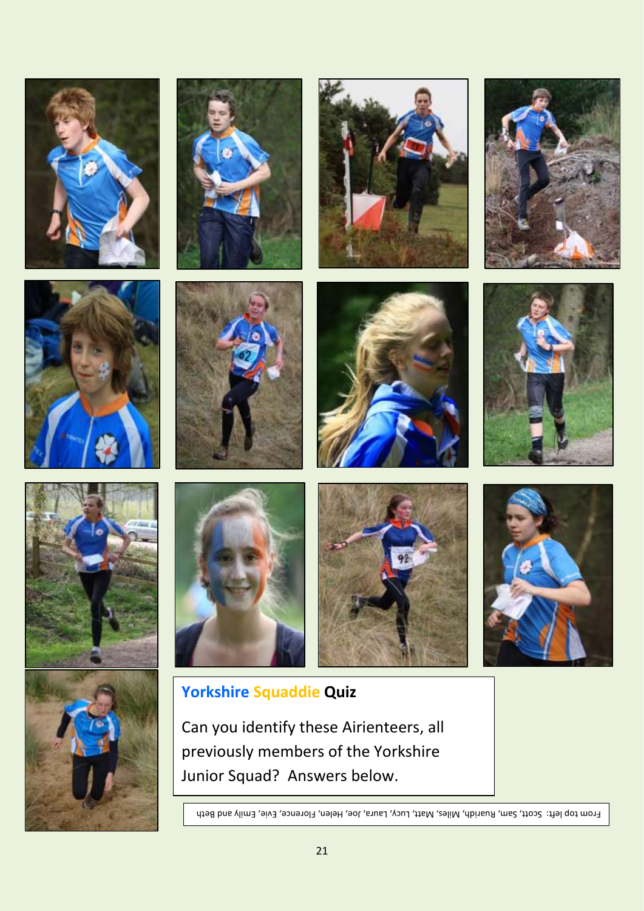## Yorkshire Squaddie Quiz

Can you identify these Airienteers, all previously members of the Yorkshire Junior Squad? Answers below.

From top left: Scott, Sam, Ruaridh, Miles, Matt, Lucy, Laura, Joe, Helen, Florence, Evie, Emily and Beth